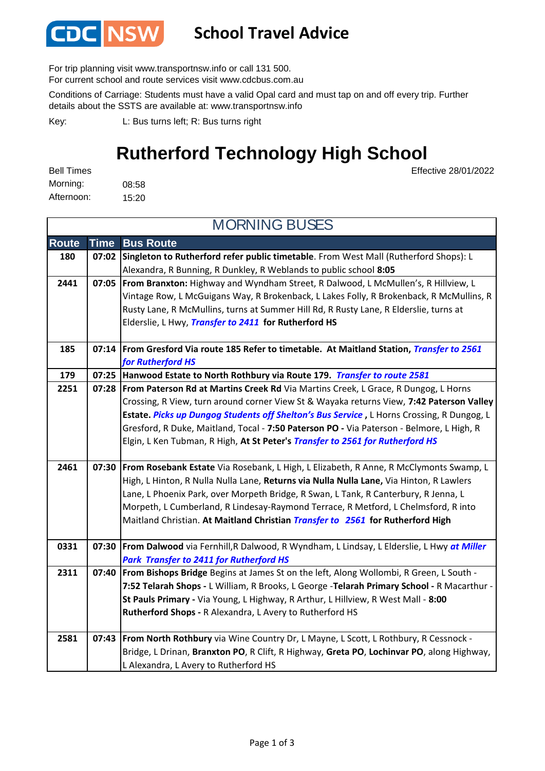CDC NSW

# School Travel Advice

For trip planning visit www.transportnsw.info or call 131 500.
For current school and route services visit www.cdcbus.com.au

Conditions of Carriage: Students must have a valid Opal card and must tap on and off every trip. Further details about the SSTS are available at: www.transportnsw.info

Key: L: Bus turns left; R: Bus turns right

## Rutherford Technology High School

Effective 28/01/2022

Bell Times
Morning: 08:58
Afternoon: 15:20

### MORNING BUSES

| Route | Time | Bus Route |
|---|---|---|
| 180 | 07:02 | **Singleton to Rutherford refer public timetable**. From West Mall (Rutherford Shops): L Alexandra, R Bunning, R Dunkley, R Weblands to public school **8:05** |
| 2441 | 07:05 | **From Branxton:** Highway and Wyndham Street, R Dalwood, L McMullen's, R Hillview, L Vintage Row, L McGuigans Way, R Brokenback, L Lakes Folly, R Brokenback, R McMullins, R Rusty Lane, R McMullins, turns at Summer Hill Rd, R Rusty Lane, R Elderslie, turns at Elderslie, L Hwy, ***Transfer to 2411*** **for Rutherford HS** |
| 185 | 07:14 | **From Gresford Via route 185 Refer to timetable. At Maitland Station,** ***Transfer to 2561 for Rutherford HS*** |
| 179 | 07:25 | **Hanwood Estate to North Rothbury via Route 179.** ***Transfer to route 2581*** |
| 2251 | 07:28 | **From Paterson Rd at Martins Creek Rd** Via Martins Creek, L Grace, R Dungog, L Horns Crossing, R View, turn around corner View St & Wayaka returns View, **7:42 Paterson Valley Estate.** ***Picks up Dungog Students off Shelton's Bus Service*** **,** L Horns Crossing, R Dungog, L Gresford, R Duke, Maitland, Tocal - **7:50 Paterson PO -** Via Paterson - Belmore, L High, R Elgin, L Ken Tubman, R High, **At St Peter's** ***Transfer to 2561 for Rutherford HS*** |
| 2461 | 07:30 | **From Rosebank Estate** Via Rosebank, L High, L Elizabeth, R Anne, R McClymonts Swamp, L High, L Hinton, R Nulla Nulla Lane, **Returns via Nulla Nulla Lane,** Via Hinton, R Lawlers Lane, L Phoenix Park, over Morpeth Bridge, R Swan, L Tank, R Canterbury, R Jenna, L Morpeth, L Cumberland, R Lindesay-Raymond Terrace, R Metford, L Chelmsford, R into Maitland Christian. **At Maitland Christian** ***Transfer to 2561*** **for Rutherford High** |
| 0331 | 07:30 | **From Dalwood** via Fernhill,R Dalwood, R Wyndham, L Lindsay, L Elderslie, L Hwy ***at Miller Park Transfer to 2411 for Rutherford HS*** |
| 2311 | 07:40 | **From Bishops Bridge** Begins at James St on the left, Along Wollombi, R Green, L South - **7:52 Telarah Shops -** L William, R Brooks, L George -**Telarah Primary School -** R Macarthur - **St Pauls Primary -** Via Young, L Highway, R Arthur, L Hillview, R West Mall - **8:00 Rutherford Shops -** R Alexandra, L Avery to Rutherford HS |
| 2581 | 07:43 | **From North Rothbury** via Wine Country Dr, L Mayne, L Scott, L Rothbury, R Cessnock - Bridge, L Drinan, **Branxton PO**, R Clift, R Highway, **Greta PO**, **Lochinvar PO**, along Highway, L Alexandra, L Avery to Rutherford HS |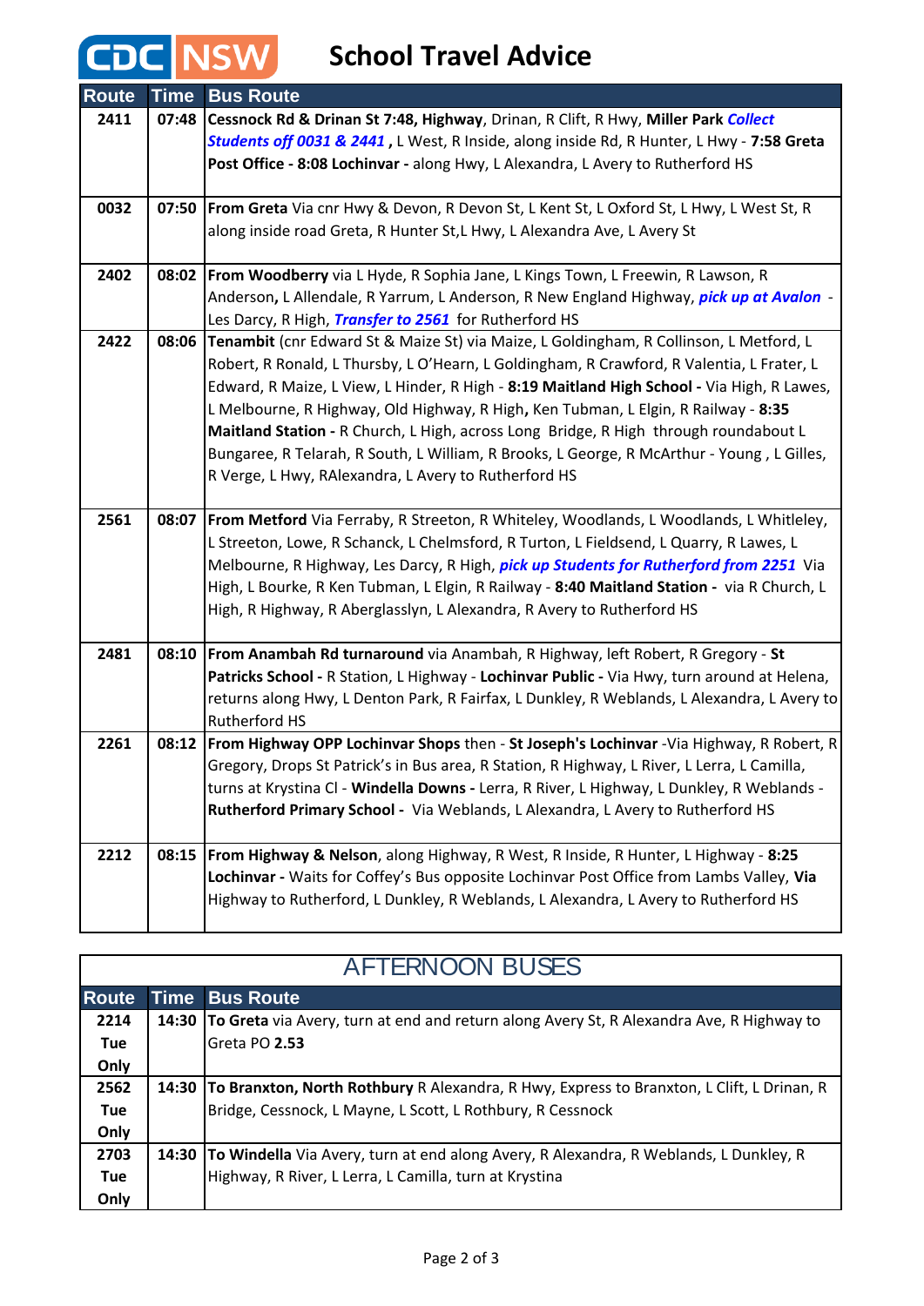# CDC NSW School Travel Advice

| Route | Time | Bus Route |
|---|---|---|
| **2411** | **07:48** | **Cessnock Rd & Drinan St 7:48, Highway**, Drinan, R Clift, R Hwy, **Miller Park** ***Collect Students off 0031 & 2441*** **,** L West, R Inside, along inside Rd, R Hunter, L Hwy - **7:58 Greta Post Office - 8:08 Lochinvar -** along Hwy, L Alexandra, L Avery to Rutherford HS |
| **0032** | **07:50** | **From Greta** Via cnr Hwy & Devon, R Devon St, L Kent St, L Oxford St, L Hwy, L West St, R along inside road Greta, R Hunter St,L Hwy, L Alexandra Ave, L Avery St |
| **2402** | **08:02** | **From Woodberry** via L Hyde, R Sophia Jane, L Kings Town, L Freewin, R Lawson, R Anderson**,** L Allendale, R Yarrum, L Anderson, R New England Highway, ***pick up at Avalon*** - Les Darcy, R High, ***Transfer to 2561*** for Rutherford HS |
| **2422** | **08:06** | **Tenambit** (cnr Edward St & Maize St) via Maize, L Goldingham, R Collinson, L Metford, L Robert, R Ronald, L Thursby, L O'Hearn, L Goldingham, R Crawford, R Valentia, L Frater, L Edward, R Maize, L View, L Hinder, R High - **8:19 Maitland High School -** Via High, R Lawes, L Melbourne, R Highway, Old Highway, R High**,** Ken Tubman, L Elgin, R Railway - **8:35 Maitland Station -** R Church, L High, across Long Bridge, R High through roundabout L Bungaree, R Telarah, R South, L William, R Brooks, L George, R McArthur - Young , L Gilles, R Verge, L Hwy, RAlexandra, L Avery to Rutherford HS |
| **2561** | **08:07** | **From Metford** Via Ferraby, R Streeton, R Whiteley, Woodlands, L Woodlands, L Whitleley, L Streeton, Lowe, R Schanck, L Chelmsford, R Turton, L Fieldsend, L Quarry, R Lawes, L Melbourne, R Highway, Les Darcy, R High, ***pick up Students for Rutherford from 2251*** Via High, L Bourke, R Ken Tubman, L Elgin, R Railway - **8:40 Maitland Station -** via R Church, L High, R Highway, R Aberglasslyn, L Alexandra, R Avery to Rutherford HS |
| **2481** | **08:10** | **From Anambah Rd turnaround** via Anambah, R Highway, left Robert, R Gregory - **St Patricks School -** R Station, L Highway - **Lochinvar Public -** Via Hwy, turn around at Helena, returns along Hwy, L Denton Park, R Fairfax, L Dunkley, R Weblands, L Alexandra, L Avery to Rutherford HS |
| **2261** | **08:12** | **From Highway OPP Lochinvar Shops** then - **St Joseph's Lochinvar** -Via Highway, R Robert, R Gregory, Drops St Patrick's in Bus area, R Station, R Highway, L River, L Lerra, L Camilla, turns at Krystina Cl - **Windella Downs -** Lerra, R River, L Highway, L Dunkley, R Weblands - **Rutherford Primary School -** Via Weblands, L Alexandra, L Avery to Rutherford HS |
| **2212** | **08:15** | **From Highway & Nelson**, along Highway, R West, R Inside, R Hunter, L Highway - **8:25 Lochinvar -** Waits for Coffey's Bus opposite Lochinvar Post Office from Lambs Valley, **Via** Highway to Rutherford, L Dunkley, R Weblands, L Alexandra, L Avery to Rutherford HS |

## AFTERNOON BUSES

| Route | Time | Bus Route |
|---|---|---|
| **2214 Tue Only** | **14:30** | **To Greta** via Avery, turn at end and return along Avery St, R Alexandra Ave, R Highway to Greta PO **2.53** |
| **2562 Tue Only** | **14:30** | **To Branxton, North Rothbury** R Alexandra, R Hwy, Express to Branxton, L Clift, L Drinan, R Bridge, Cessnock, L Mayne, L Scott, L Rothbury, R Cessnock |
| **2703 Tue Only** | **14:30** | **To Windella** Via Avery, turn at end along Avery, R Alexandra, R Weblands, L Dunkley, R Highway, R River, L Lerra, L Camilla, turn at Krystina |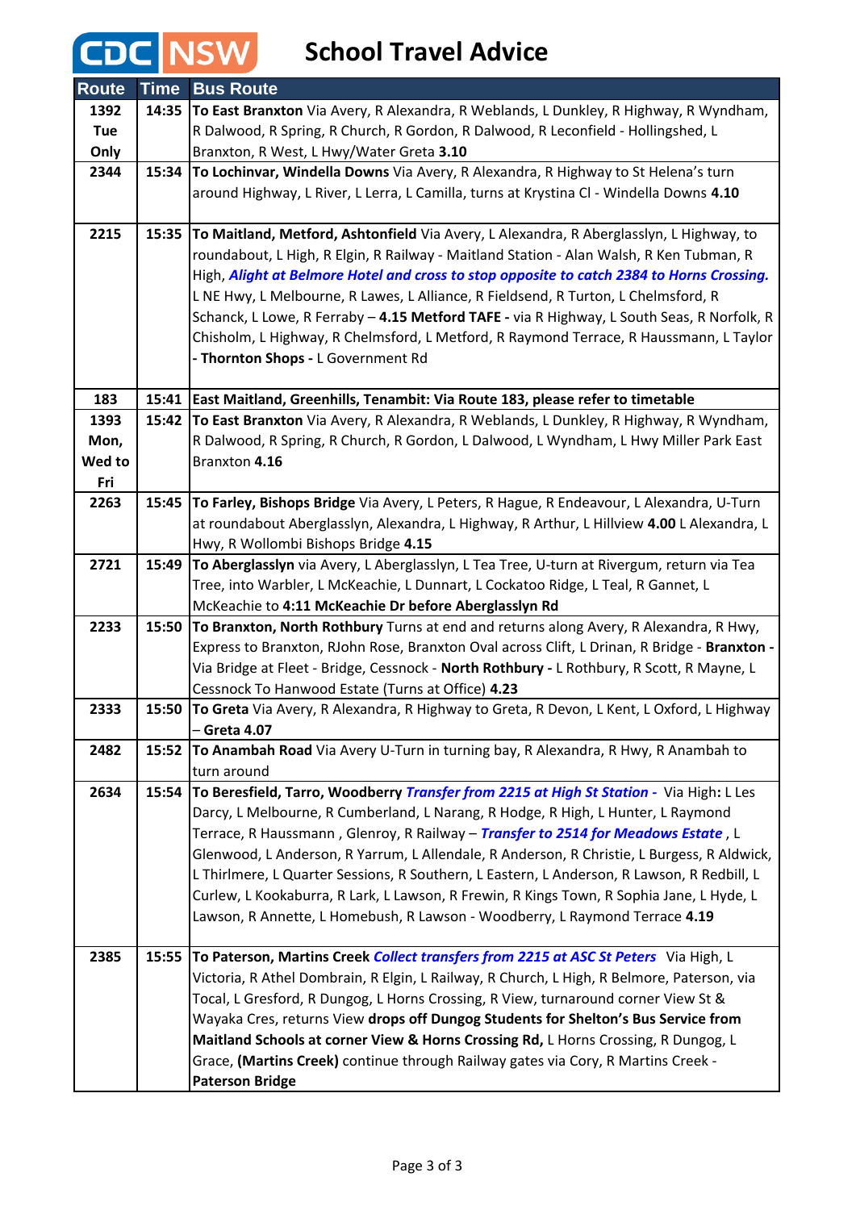# CDC NSW School Travel Advice

| Route | Time | Bus Route |
|---|---|---|
| 1392 Tue Only | 14:35 | **To East Branxton** Via Avery, R Alexandra, R Weblands, L Dunkley, R Highway, R Wyndham, R Dalwood, R Spring, R Church, R Gordon, R Dalwood, R Leconfield - Hollingshed, L Branxton, R West, L Hwy/Water Greta **3.10** |
| 2344 | 15:34 | **To Lochinvar, Windella Downs** Via Avery, R Alexandra, R Highway to St Helena's turn around Highway, L River, L Lerra, L Camilla, turns at Krystina Cl - Windella Downs **4.10** |
| 2215 | 15:35 | **To Maitland, Metford, Ashtonfield** Via Avery, L Alexandra, R Aberglasslyn, L Highway, to roundabout, L High, R Elgin, R Railway - Maitland Station - Alan Walsh, R Ken Tubman, R High, ***Alight at Belmore Hotel and cross to stop opposite to catch 2384 to Horns Crossing.*** L NE Hwy, L Melbourne, R Lawes, L Alliance, R Fieldsend, R Turton, L Chelmsford, R Schanck, L Lowe, R Ferraby – **4.15 Metford TAFE -** via R Highway, L South Seas, R Norfolk, R Chisholm, L Highway, R Chelmsford, L Metford, R Raymond Terrace, R Haussmann, L Taylor **- Thornton Shops -** L Government Rd |
| 183 | 15:41 | **East Maitland, Greenhills, Tenambit: Via Route 183, please refer to timetable** |
| 1393 Mon, Wed to Fri | 15:42 | **To East Branxton** Via Avery, R Alexandra, R Weblands, L Dunkley, R Highway, R Wyndham, R Dalwood, R Spring, R Church, R Gordon, L Dalwood, L Wyndham, L Hwy Miller Park East Branxton **4.16** |
| 2263 | 15:45 | **To Farley, Bishops Bridge** Via Avery, L Peters, R Hague, R Endeavour, L Alexandra, U-Turn at roundabout Aberglasslyn, Alexandra, L Highway, R Arthur, L Hillview **4.00** L Alexandra, L Hwy, R Wollombi Bishops Bridge **4.15** |
| 2721 | 15:49 | **To Aberglasslyn** via Avery, L Aberglasslyn, L Tea Tree, U-turn at Rivergum, return via Tea Tree, into Warbler, L McKeachie, L Dunnart, L Cockatoo Ridge, L Teal, R Gannet, L McKeachie to **4:11 McKeachie Dr before Aberglasslyn Rd** |
| 2233 | 15:50 | **To Branxton, North Rothbury** Turns at end and returns along Avery, R Alexandra, R Hwy, Express to Branxton, RJohn Rose, Branxton Oval across Clift, L Drinan, R Bridge - **Branxton -** Via Bridge at Fleet - Bridge, Cessnock - **North Rothbury -** L Rothbury, R Scott, R Mayne, L Cessnock To Hanwood Estate (Turns at Office) **4.23** |
| 2333 | 15:50 | **To Greta** Via Avery, R Alexandra, R Highway to Greta, R Devon, L Kent, L Oxford, L Highway – **Greta 4.07** |
| 2482 | 15:52 | **To Anambah Road** Via Avery U-Turn in turning bay, R Alexandra, R Hwy, R Anambah to turn around |
| 2634 | 15:54 | **To Beresfield, Tarro, Woodberry** ***Transfer from 2215 at High St Station -*** Via High**:** L Les Darcy, L Melbourne, R Cumberland, L Narang, R Hodge, R High, L Hunter, L Raymond Terrace, R Haussmann , Glenroy, R Railway – ***Transfer to 2514 for Meadows Estate*** , L Glenwood, L Anderson, R Yarrum, L Allendale, R Anderson, R Christie, L Burgess, R Aldwick, L Thirlmere, L Quarter Sessions, R Southern, L Eastern, L Anderson, R Lawson, R Redbill, L Curlew, L Kookaburra, R Lark, L Lawson, R Frewin, R Kings Town, R Sophia Jane, L Hyde, L Lawson, R Annette, L Homebush, R Lawson - Woodberry, L Raymond Terrace **4.19** |
| 2385 | 15:55 | **To Paterson, Martins Creek** ***Collect transfers from 2215 at ASC St Peters*** Via High, L Victoria, R Athel Dombrain, R Elgin, L Railway, R Church, L High, R Belmore, Paterson, via Tocal, L Gresford, R Dungog, L Horns Crossing, R View, turnaround corner View St & Wayaka Cres, returns View **drops off Dungog Students for Shelton's Bus Service from Maitland Schools at corner View & Horns Crossing Rd,** L Horns Crossing, R Dungog, L Grace, **(Martins Creek)** continue through Railway gates via Cory, R Martins Creek - **Paterson Bridge** |